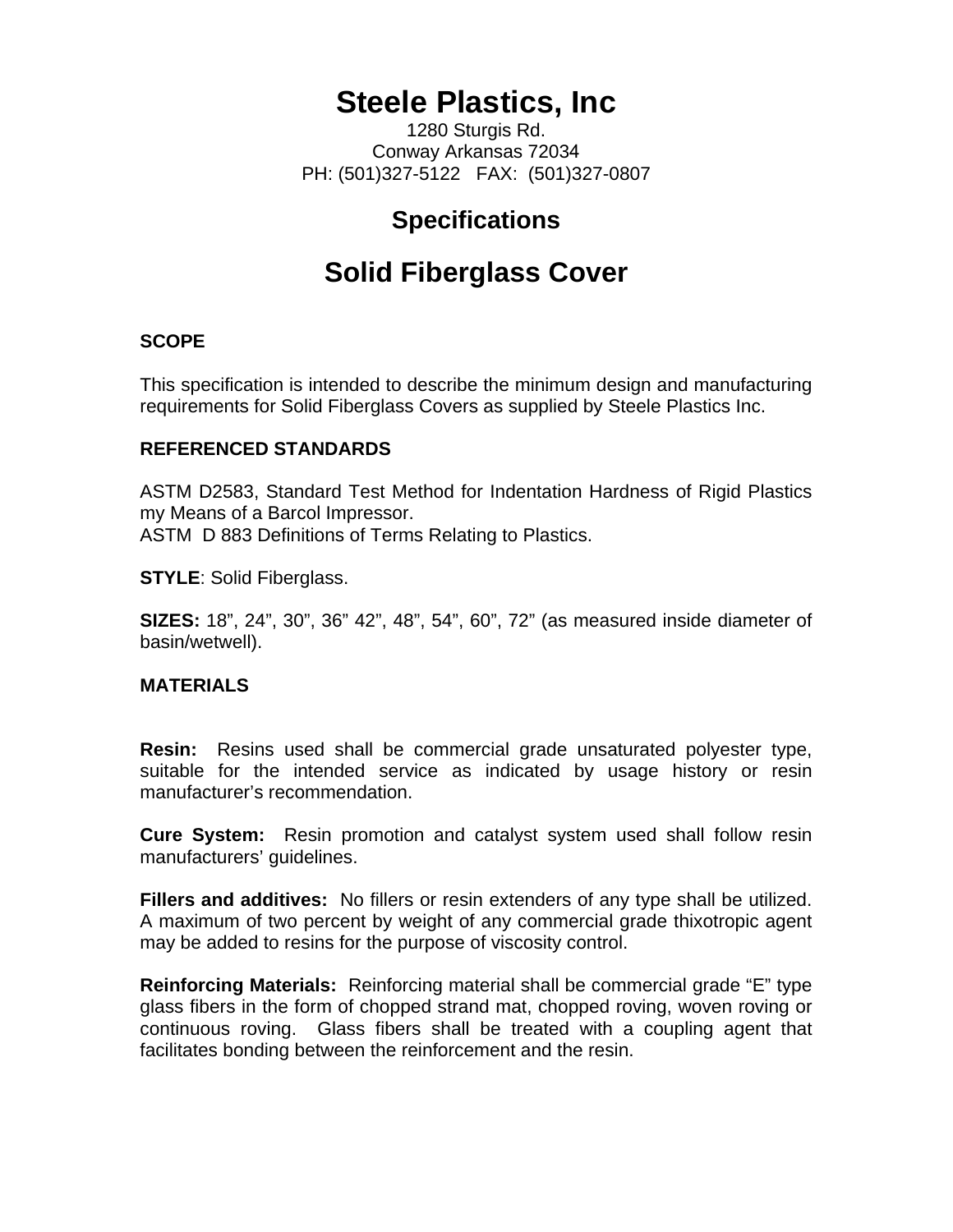# Steele Plastics, Inc

1280 Sturgis Rd.
Conway Arkansas 72034
PH: (501)327-5122   FAX:  (501)327-0807

## Specifications

## Solid Fiberglass Cover

**SCOPE**

This specification is intended to describe the minimum design and manufacturing requirements for Solid Fiberglass Covers as supplied by Steele Plastics Inc.

**REFERENCED STANDARDS**

ASTM D2583, Standard Test Method for Indentation Hardness of Rigid Plastics my Means of a Barcol Impressor.
ASTM  D 883 Definitions of Terms Relating to Plastics.

**STYLE**: Solid Fiberglass.

**SIZES:** 18", 24", 30", 36" 42", 48", 54", 60", 72" (as measured inside diameter of basin/wetwell).

**MATERIALS**

**Resin:** Resins used shall be commercial grade unsaturated polyester type, suitable for the intended service as indicated by usage history or resin manufacturer's recommendation.

**Cure System:** Resin promotion and catalyst system used shall follow resin manufacturers' guidelines.

**Fillers and additives:** No fillers or resin extenders of any type shall be utilized. A maximum of two percent by weight of any commercial grade thixotropic agent may be added to resins for the purpose of viscosity control.

**Reinforcing Materials:** Reinforcing material shall be commercial grade "E" type glass fibers in the form of chopped strand mat, chopped roving, woven roving or continuous roving. Glass fibers shall be treated with a coupling agent that facilitates bonding between the reinforcement and the resin.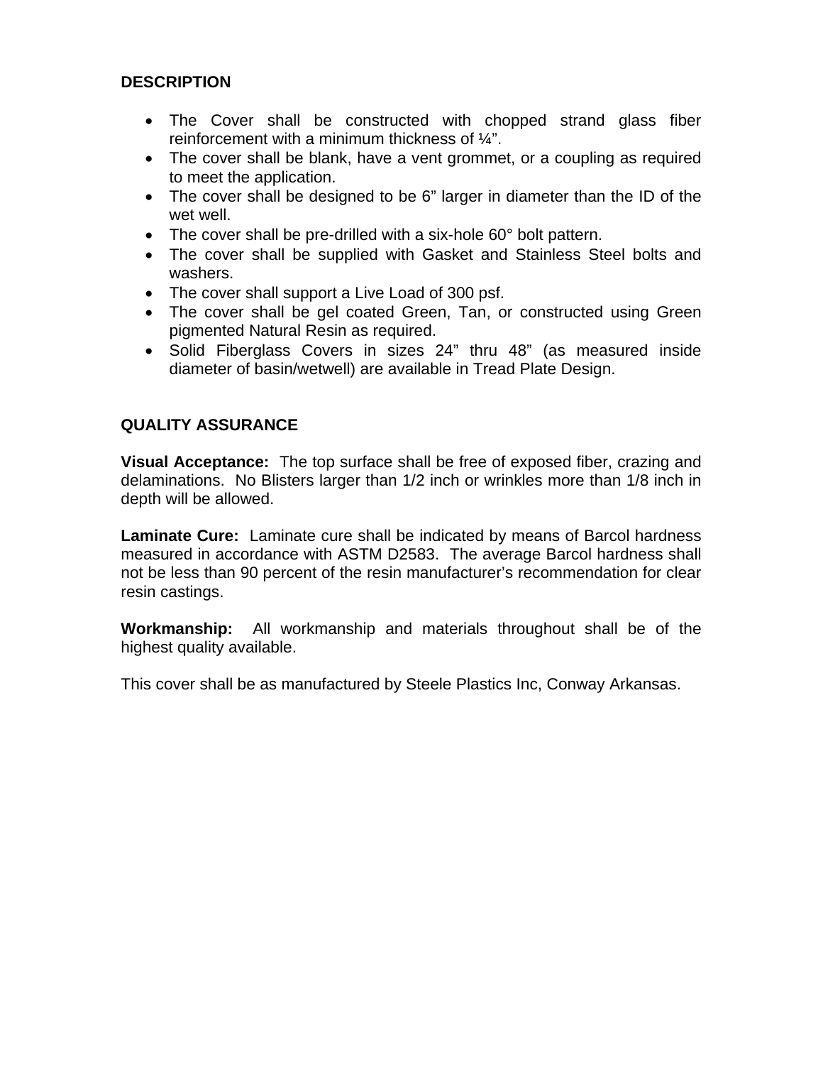## DESCRIPTION

- The Cover shall be constructed with chopped strand glass fiber reinforcement with a minimum thickness of ¼".
- The cover shall be blank, have a vent grommet, or a coupling as required to meet the application.
- The cover shall be designed to be 6" larger in diameter than the ID of the wet well.
- The cover shall be pre-drilled with a six-hole 60° bolt pattern.
- The cover shall be supplied with Gasket and Stainless Steel bolts and washers.
- The cover shall support a Live Load of 300 psf.
- The cover shall be gel coated Green, Tan, or constructed using Green pigmented Natural Resin as required.
- Solid Fiberglass Covers in sizes 24" thru 48" (as measured inside diameter of basin/wetwell) are available in Tread Plate Design.

## QUALITY ASSURANCE

**Visual Acceptance:** The top surface shall be free of exposed fiber, crazing and delaminations. No Blisters larger than 1/2 inch or wrinkles more than 1/8 inch in depth will be allowed.

**Laminate Cure:** Laminate cure shall be indicated by means of Barcol hardness measured in accordance with ASTM D2583. The average Barcol hardness shall not be less than 90 percent of the resin manufacturer's recommendation for clear resin castings.

**Workmanship:** All workmanship and materials throughout shall be of the highest quality available.

This cover shall be as manufactured by Steele Plastics Inc, Conway Arkansas.